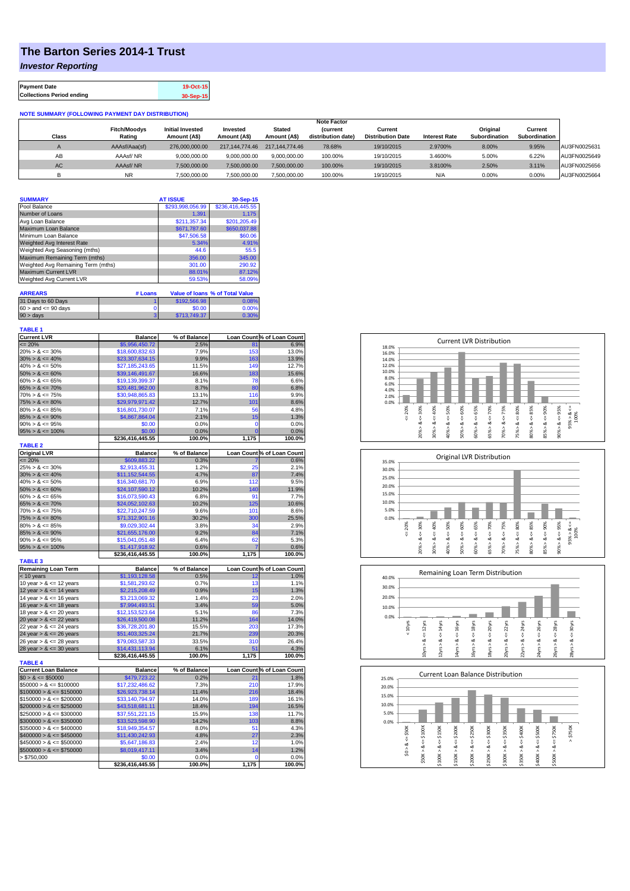# The Barton Series 2014-1 Trust

## *Investor Reporting*

| Payment Date | 19-Oct-15 |
|---|---|
| Collections Period ending | 30-Sep-15 |

**NOTE SUMMARY (FOLLOWING PAYMENT DAY DISTRIBUTION)**

| Class | Fitch/Moodys Rating | Initial Invested Amount (A$) | Invested Amount (A$) | Stated Amount (A$) | Note Factor (current distribution date) | Current Distribution Date | Interest Rate | Original Subordination | Current Subordination | |
|---|---|---|---|---|---|---|---|---|---|---|
| A | AAAsf/Aaa(sf) | 276,000,000.00 | 217,144,774.46 | 217,144,774.46 | 78.68% | 19/10/2015 | 2.9700% | 8.00% | 9.95% | AU3FN0025631 |
| AB | AAAsf/ NR | 9,000,000.00 | 9,000,000.00 | 9,000,000.00 | 100.00% | 19/10/2015 | 3.4600% | 5.00% | 6.22% | AU3FN0025649 |
| AC | AAAsf/ NR | 7,500,000.00 | 7,500,000.00 | 7,500,000.00 | 100.00% | 19/10/2015 | 3.8100% | 2.50% | 3.11% | AU3FN0025656 |
| B | NR | 7,500,000.00 | 7,500,000.00 | 7,500,000.00 | 100.00% | 19/10/2015 | N/A | 0.00% | 0.00% | AU3FN0025664 |

| SUMMARY | AT ISSUE | 30-Sep-15 |
|---|---|---|
| Pool Balance | $293,998,056.99 | $236,416,445.55 |
| Number of Loans | 1,391 | 1,175 |
| Avg Loan Balance | $211,357.34 | $201,205.49 |
| Maximum Loan Balance | $671,787.60 | $650,037.88 |
| Minimum Loan Balance | $47,506.58 | $60.06 |
| Weighted Avg Interest Rate | 5.34% | 4.91% |
| Weighted Avg Seasoning (mths) | 44.6 | 55.5 |
| Maximum Remaining Term (mths) | 356.00 | 345.00 |
| Weighted Avg Remaining Term (mths) | 301.00 | 290.92 |
| Maximum Current LVR | 88.01% | 87.12% |
| Weighted Avg Current LVR | 59.53% | 58.09% |

| ARREARS | # Loans | Value of loans | % of Total Value |
|---|---|---|---|
| 31 Days to 60 Days | 1 | $192,566.98 | 0.08% |
| 60 > and <= 90 days | 0 | $0.00 | 0.00% |
| 90 > days | 3 | $713,749.37 | 0.30% |

**TABLE 1**

| Current LVR | Balance | % of Balance | Loan Count | % of Loan Count |
|---|---|---|---|---|
| <= 20% | $5,956,450.72 | 2.5% | 81 | 6.9% |
| 20% > & <= 30% | $18,600,832.63 | 7.9% | 153 | 13.0% |
| 30% > & <= 40% | $23,307,634.15 | 9.9% | 163 | 13.9% |
| 40% > & <= 50% | $27,185,243.65 | 11.5% | 149 | 12.7% |
| 50% > & <= 60% | $39,146,491.67 | 16.6% | 183 | 15.6% |
| 60% > & <= 65% | $19,139,399.37 | 8.1% | 78 | 6.6% |
| 65% > & <= 70% | $20,481,962.00 | 8.7% | 80 | 6.8% |
| 70% > & <= 75% | $30,948,865.83 | 13.1% | 116 | 9.9% |
| 75% > & <= 80% | $29,979,971.42 | 12.7% | 101 | 8.6% |
| 80% > & <= 85% | $16,801,730.07 | 7.1% | 56 | 4.8% |
| 85% > & <= 90% | $4,867,864.04 | 2.1% | 15 | 1.3% |
| 90% > & <= 95% | $0.00 | 0.0% | 0 | 0.0% |
| 95% > & <= 100% | $0.00 | 0.0% | 0 | 0.0% |
| | $236,416,445.55 | 100.0% | 1,175 | 100.0% |

**TABLE 2**

| Original LVR | Balance | % of Balance | Loan Count | % of Loan Count |
|---|---|---|---|---|
| <= 20% | $609,883.22 | 0.3% | 7 | 0.6% |
| 25% > & <= 30% | $2,913,455.31 | 1.2% | 25 | 2.1% |
| 30% > & <= 40% | $11,152,544.55 | 4.7% | 87 | 7.4% |
| 40% > & <= 50% | $16,340,681.70 | 6.9% | 112 | 9.5% |
| 50% > & <= 60% | $24,107,590.12 | 10.2% | 140 | 11.9% |
| 60% > & <= 65% | $16,073,590.43 | 6.8% | 91 | 7.7% |
| 65% > & <= 70% | $24,052,102.63 | 10.2% | 125 | 10.6% |
| 70% > & <= 75% | $22,710,247.59 | 9.6% | 101 | 8.6% |
| 75% > & <= 80% | $71,312,901.16 | 30.2% | 300 | 25.5% |
| 80% > & <= 85% | $9,029,302.44 | 3.8% | 34 | 2.9% |
| 85% > & <= 90% | $21,655,176.00 | 9.2% | 84 | 7.1% |
| 90% > & <= 95% | $15,041,051.48 | 6.4% | 62 | 5.3% |
| 95% > & <= 100% | $1,417,918.92 | 0.6% | 7 | 0.6% |
| | $236,416,445.55 | 100.0% | 1,175 | 100.0% |

**TABLE 3**

| Remaining Loan Term | Balance | % of Balance | Loan Count | % of Loan Count |
|---|---|---|---|---|
| < 10 years | $1,193,128.58 | 0.5% | 12 | 1.0% |
| 10 year > & <= 12 years | $1,581,293.62 | 0.7% | 13 | 1.1% |
| 12 year > & <= 14 years | $2,215,208.49 | 0.9% | 15 | 1.3% |
| 14 year > & <= 16 years | $3,213,069.32 | 1.4% | 23 | 2.0% |
| 16 year > & <= 18 years | $7,994,493.51 | 3.4% | 59 | 5.0% |
| 18 year > & <= 20 years | $12,153,523.64 | 5.1% | 86 | 7.3% |
| 20 year > & <= 22 years | $26,419,500.08 | 11.2% | 164 | 14.0% |
| 22 year > & <= 24 years | $36,728,201.80 | 15.5% | 203 | 17.3% |
| 24 year > & <= 26 years | $51,403,325.24 | 21.7% | 239 | 20.3% |
| 26 year > & <= 28 years | $79,083,587.33 | 33.5% | 310 | 26.4% |
| 28 year > & <= 30 years | $14,431,113.94 | 6.1% | 51 | 4.3% |
| | $236,416,445.55 | 100.0% | 1,175 | 100.0% |

**TABLE 4**

| Current Loan Balance | Balance | % of Balance | Loan Count | % of Loan Count |
|---|---|---|---|---|
| $0 > & <= $50000 | $479,723.22 | 0.2% | 21 | 1.8% |
| $50000 > & <= $100000 | $17,232,486.62 | 7.3% | 210 | 17.9% |
| $100000 > & <= $150000 | $26,923,738.14 | 11.4% | 216 | 18.4% |
| $150000 > & <= $200000 | $33,140,794.97 | 14.0% | 189 | 16.1% |
| $200000 > & <= $250000 | $43,518,681.11 | 18.4% | 194 | 16.5% |
| $250000 > & <= $300000 | $37,551,221.15 | 15.9% | 138 | 11.7% |
| $300000 > & <= $350000 | $33,523,598.90 | 14.2% | 103 | 8.8% |
| $350000 > & <= $400000 | $18,949,354.57 | 8.0% | 51 | 4.3% |
| $400000 > & <= $450000 | $11,430,242.93 | 4.8% | 27 | 2.3% |
| $450000 > & <= $500000 | $5,647,186.83 | 2.4% | 12 | 1.0% |
| $500000 > & <= $750000 | $8,019,417.11 | 3.4% | 14 | 1.2% |
| > $750,000 | $0.00 | 0.0% | 0 | 0.0% |
| | $236,416,445.55 | 100.0% | 1,175 | 100.0% |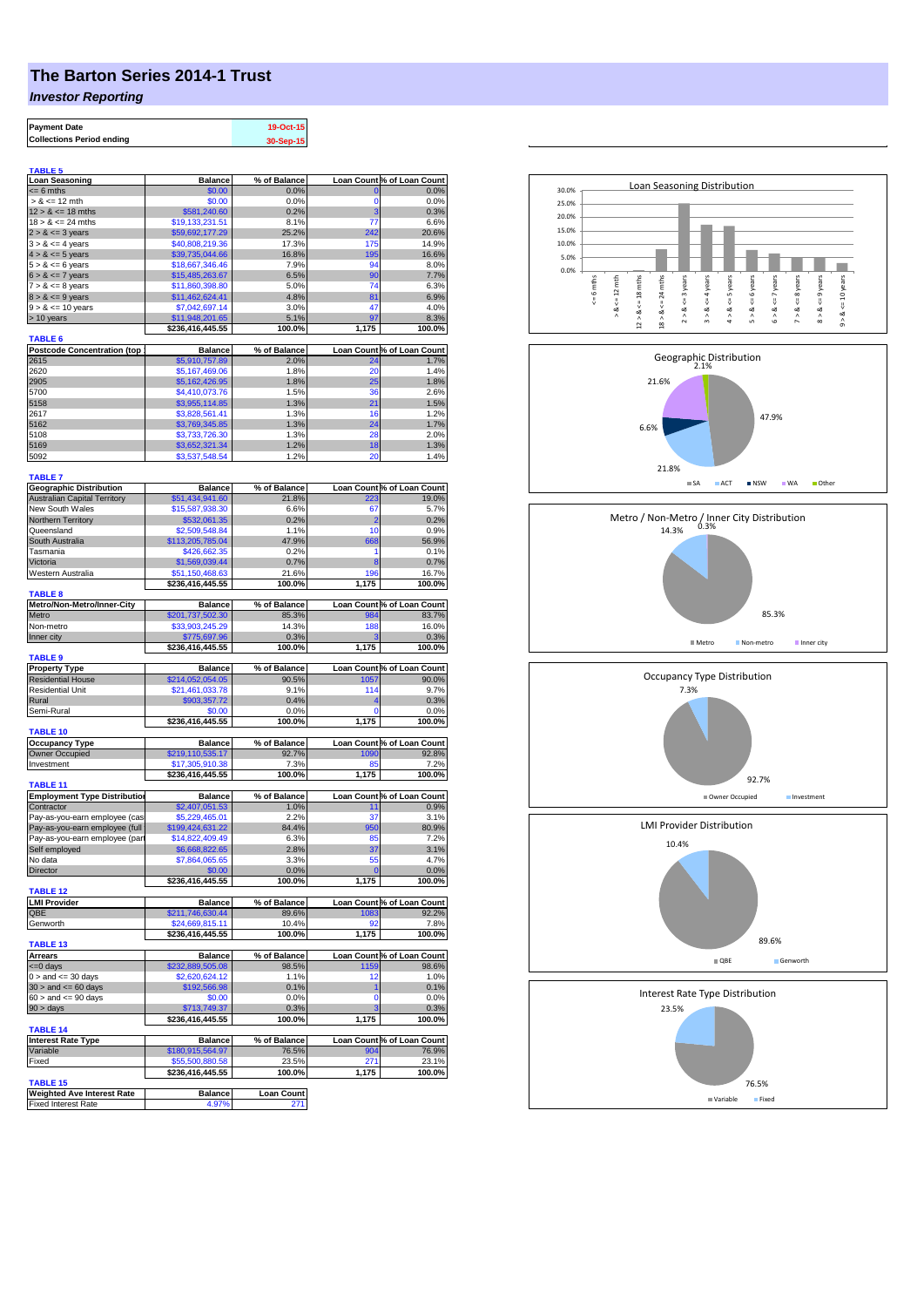# The Barton Series 2014-1 Trust

## *Investor Reporting*

| | |
|---|---|
| **Payment Date** | 19-Oct-15 |
| **Collections Period ending** | 30-Sep-15 |

**TABLE 5**

| Loan Seasoning | Balance | % of Balance | Loan Count | % of Loan Count |
|---|---|---|---|---|
| <= 6 mths | $0.00 | 0.0% | 0 | 0.0% |
| > & <= 12 mth | $0.00 | 0.0% | 0 | 0.0% |
| 12 > & <= 18 mths | $581,240.60 | 0.2% | 3 | 0.3% |
| 18 > & <= 24 mths | $19,133,231.51 | 8.1% | 77 | 6.6% |
| 2 > & <= 3 years | $59,692,177.29 | 25.2% | 242 | 20.6% |
| 3 > & <= 4 years | $40,808,219.36 | 17.3% | 175 | 14.9% |
| 4 > & <= 5 years | $39,735,044.66 | 16.8% | 195 | 16.6% |
| 5 > & <= 6 years | $18,667,346.46 | 7.9% | 94 | 8.0% |
| 6 > & <= 7 years | $15,485,263.67 | 6.5% | 90 | 7.7% |
| 7 > & <= 8 years | $11,860,398.80 | 5.0% | 74 | 6.3% |
| 8 > & <= 9 years | $11,462,624.41 | 4.8% | 81 | 6.9% |
| 9 > & <= 10 years | $7,042,697.14 | 3.0% | 47 | 4.0% |
| > 10 years | $11,948,201.65 | 5.1% | 97 | 8.3% |
| | $236,416,445.55 | 100.0% | 1,175 | 100.0% |

**TABLE 6**

| Postcode Concentration (top | Balance | % of Balance | Loan Count | % of Loan Count |
|---|---|---|---|---|
| 2615 | $5,910,757.89 | 2.0% | 24 | 1.7% |
| 2620 | $5,167,469.06 | 1.8% | 20 | 1.4% |
| 2905 | $5,162,426.95 | 1.8% | 25 | 1.8% |
| 5700 | $4,410,073.76 | 1.5% | 36 | 2.6% |
| 5158 | $3,955,114.85 | 1.3% | 21 | 1.5% |
| 2617 | $3,828,561.41 | 1.3% | 16 | 1.2% |
| 5162 | $3,769,345.85 | 1.3% | 24 | 1.7% |
| 5108 | $3,733,726.30 | 1.3% | 28 | 2.0% |
| 5169 | $3,652,321.34 | 1.2% | 18 | 1.3% |
| 5092 | $3,537,548.54 | 1.2% | 20 | 1.4% |

**TABLE 7**

| Geographic Distribution | Balance | % of Balance | Loan Count | % of Loan Count |
|---|---|---|---|---|
| Australian Capital Territory | $51,434,941.60 | 21.8% | 223 | 19.0% |
| New South Wales | $15,587,938.30 | 6.6% | 67 | 5.7% |
| Northern Territory | $532,061.35 | 0.2% | 2 | 0.2% |
| Queensland | $2,509,548.84 | 1.1% | 10 | 0.9% |
| South Australia | $113,205,785.04 | 47.9% | 668 | 56.9% |
| Tasmania | $426,662.35 | 0.2% | 1 | 0.1% |
| Victoria | $1,569,039.44 | 0.7% | 8 | 0.7% |
| Western Australia | $51,150,468.63 | 21.6% | 196 | 16.7% |
| | $236,416,445.55 | 100.0% | 1,175 | 100.0% |

**TABLE 8**

| Metro/Non-Metro/Inner-City | Balance | % of Balance | Loan Count | % of Loan Count |
|---|---|---|---|---|
| Metro | $201,737,502.30 | 85.3% | 984 | 83.7% |
| Non-metro | $33,903,245.29 | 14.3% | 188 | 16.0% |
| Inner city | $775,697.96 | 0.3% | 3 | 0.3% |
| | $236,416,445.55 | 100.0% | 1,175 | 100.0% |

**TABLE 9**

| Property Type | Balance | % of Balance | Loan Count | % of Loan Count |
|---|---|---|---|---|
| Residential House | $214,052,054.05 | 90.5% | 1057 | 90.0% |
| Residential Unit | $21,461,033.78 | 9.1% | 114 | 9.7% |
| Rural | $903,357.72 | 0.4% | 4 | 0.3% |
| Semi-Rural | $0.00 | 0.0% | 0 | 0.0% |
| | $236,416,445.55 | 100.0% | 1,175 | 100.0% |

**TABLE 10**

| Occupancy Type | Balance | % of Balance | Loan Count | % of Loan Count |
|---|---|---|---|---|
| Owner Occupied | $219,110,535.17 | 92.7% | 1090 | 92.8% |
| Investment | $17,305,910.38 | 7.3% | 85 | 7.2% |
| | $236,416,445.55 | 100.0% | 1,175 | 100.0% |

**TABLE 11**

| Employment Type Distribution | Balance | % of Balance | Loan Count | % of Loan Count |
|---|---|---|---|---|
| Contractor | $2,407,051.53 | 1.0% | 11 | 0.9% |
| Pay-as-you-earn employee (cas | $5,229,465.01 | 2.2% | 37 | 3.1% |
| Pay-as-you-earn employee (full | $199,424,631.22 | 84.4% | 950 | 80.9% |
| Pay-as-you-earn employee (part | $14,822,409.49 | 6.3% | 85 | 7.2% |
| Self employed | $6,668,822.65 | 2.8% | 37 | 3.1% |
| No data | $7,864,065.65 | 3.3% | 55 | 4.7% |
| Director | $0.00 | 0.0% | 0 | 0.0% |
| | $236,416,445.55 | 100.0% | 1,175 | 100.0% |

**TABLE 12**

| LMI Provider | Balance | % of Balance | Loan Count | % of Loan Count |
|---|---|---|---|---|
| QBE | $211,746,630.44 | 89.6% | 1083 | 92.2% |
| Genworth | $24,669,815.11 | 10.4% | 92 | 7.8% |
| | $236,416,445.55 | 100.0% | 1,175 | 100.0% |

**TABLE 13**

| Arrears | Balance | % of Balance | Loan Count | % of Loan Count |
|---|---|---|---|---|
| <=0 days | $232,889,505.08 | 98.5% | 1159 | 98.6% |
| 0 > and <= 30 days | $2,620,624.12 | 1.1% | 12 | 1.0% |
| 30 > and <= 60 days | $192,566.98 | 0.1% | 1 | 0.1% |
| 60 > and <= 90 days | $0.00 | 0.0% | 0 | 0.0% |
| 90 > days | $713,749.37 | 0.3% | 3 | 0.3% |
| | $236,416,445.55 | 100.0% | 1,175 | 100.0% |

**TABLE 14**

| Interest Rate Type | Balance | % of Balance | Loan Count | % of Loan Count |
|---|---|---|---|---|
| Variable | $180,915,564.97 | 76.5% | 904 | 76.9% |
| Fixed | $55,500,880.58 | 23.5% | 271 | 23.1% |
| | $236,416,445.55 | 100.0% | 1,175 | 100.0% |

**TABLE 15**

| Weighted Ave Interest Rate | Balance | Loan Count |
|---|---|---|
| Fixed Interest Rate | 4.97% | 271 |

Loan Seasoning Distribution
30.0%
25.0%
20.0%
15.0%
10.0%
5.0%
0.0%
<= 6 mths
> & <= 12 mth
12 > & <= 18 mths
18 > & <= 24 mths
2 > & <= 3 years
3 > & <= 4 years
4 > & <= 5 years
5 > & <= 6 years
6 > & <= 7 years
7 > & <= 8 years
8 > & <= 9 years
9 > & <= 10 years

Geographic Distribution
2.1%
21.6%
47.9%
6.6%
21.8%
SA ACT NSW WA Other

Metro / Non-Metro / Inner City Distribution
14.3%
0.3%
85.3%
Metro Non-metro Inner city

Occupancy Type Distribution
7.3%
92.7%
Owner Occupied Investment

LMI Provider Distribution
10.4%
89.6%
QBE Genworth

Interest Rate Type Distribution
23.5%
76.5%
Variable Fixed